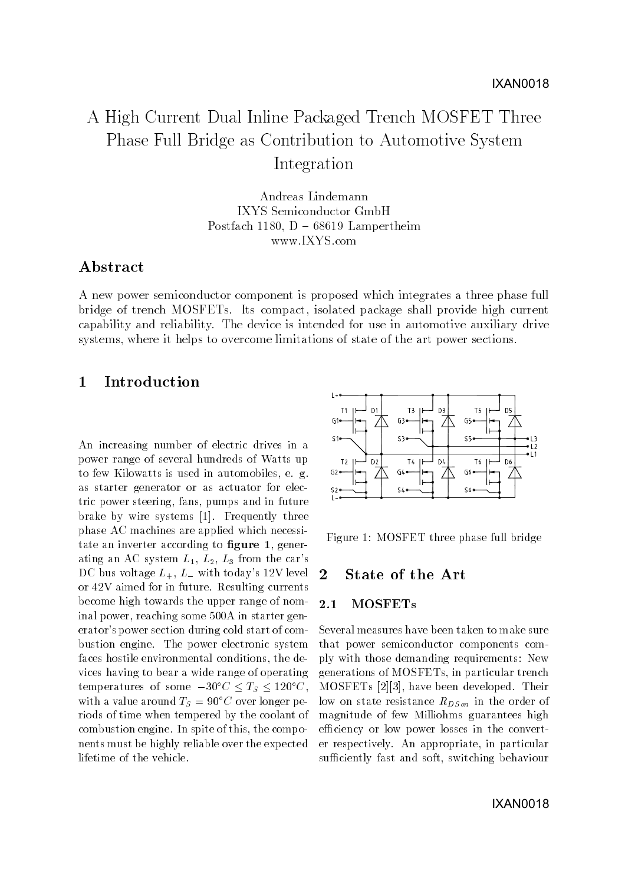# A High Current Dual Inline Packaged Trench MOSFET Three Phase Full Bridge as Contribution to Automotive System Integration

Andreas Lindemann
IXYS Semiconductor GmbH
Postfach 1180, D – 68619 Lampertheim
www.IXYS.com

## Abstract

A new power semiconductor component is proposed which integrates a three phase full bridge of trench MOSFETs. Its compact, isolated package shall provide high current capability and reliability. The device is intended for use in automotive auxiliary drive systems, where it helps to overcome limitations of state of the art power sections.

## 1 Introduction

An increasing number of electric drives in a power range of several hundreds of Watts up to few Kilowatts is used in automobiles, e. g. as starter generator or as actuator for electric power steering, fans, pumps and in future brake by wire systems [1]. Frequently three phase AC machines are applied which necessitate an inverter according to **figure 1**, generating an AC system $L_1$, $L_2$, $L_3$ from the car's DC bus voltage $L_+$, $L_-$ with today's 12V level or 42V aimed for in future. Resulting currents become high towards the upper range of nominal power, reaching some 500A in starter generator's power section during cold start of combustion engine. The power electronic system faces hostile environmental conditions, the devices having to bear a wide range of operating temperatures of some $-30°C \leq T_S \leq 120°C$, with a value around $T_S = 90°C$ over longer periods of time when tempered by the coolant of combustion engine. In spite of this, the components must be highly reliable over the expected lifetime of the vehicle.

Figure 1: MOSFET three phase full bridge

## 2 State of the Art

### 2.1 MOSFETs

Several measures have been taken to make sure that power semiconductor components comply with those demanding requirements: New generations of MOSFETs, in particular trench MOSFETs [2][3], have been developed. Their low on state resistance $R_{DSon}$ in the order of magnitude of few Milliohms guarantees high efficiency or low power losses in the converter respectively. An appropriate, in particular sufficiently fast and soft, switching behaviour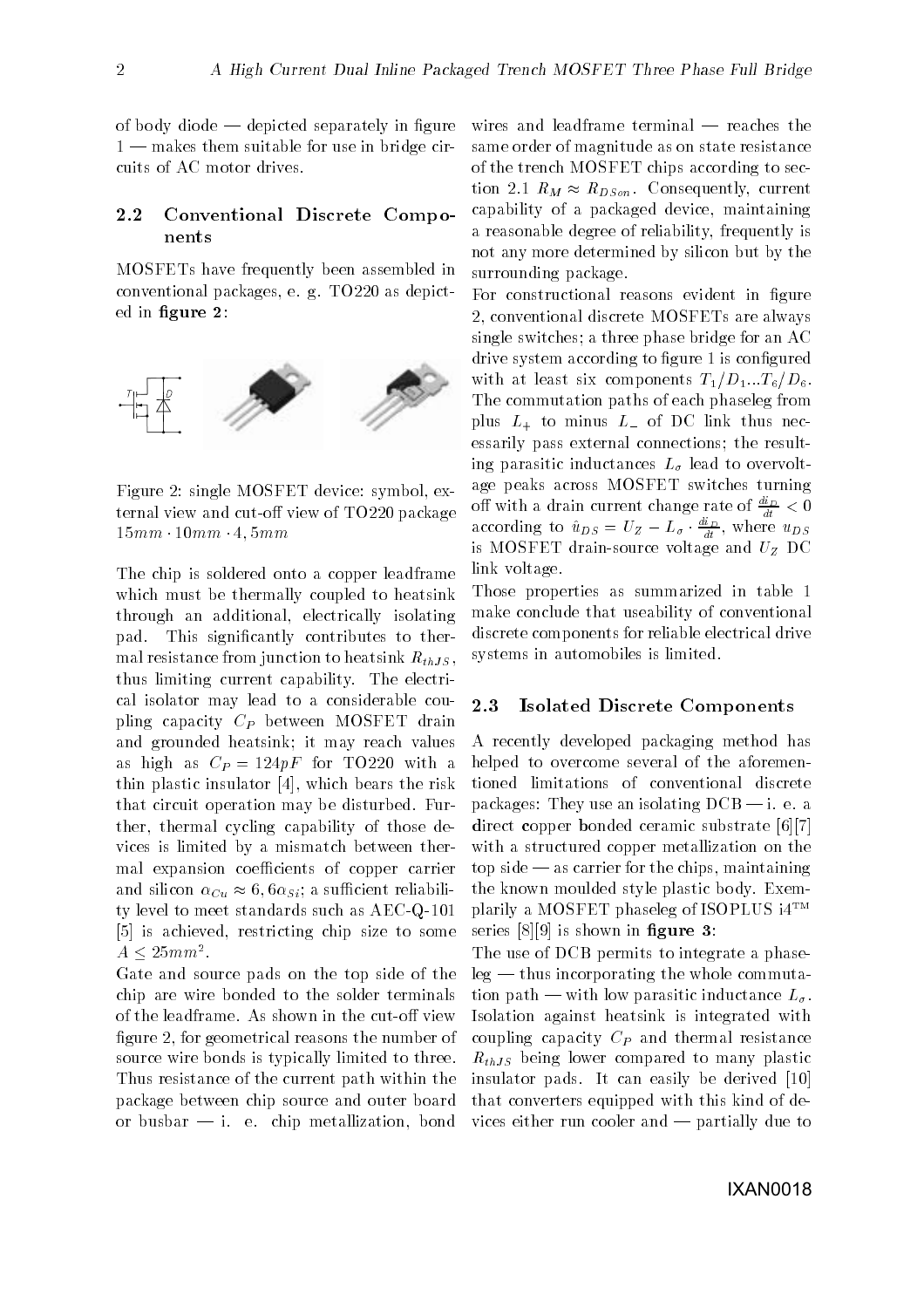of body diode — depicted separately in figure 1 — makes them suitable for use in bridge circuits of AC motor drives.

## 2.2 Conventional Discrete Components

MOSFETs have frequently been assembled in conventional packages, e. g. TO220 as depicted in **figure 2**:

Figure 2: single MOSFET device: symbol, external view and cut-off view of TO220 package $15mm \cdot 10mm \cdot 4,5mm$

The chip is soldered onto a copper leadframe which must be thermally coupled to heatsink through an additional, electrically isolating pad. This significantly contributes to thermal resistance from junction to heatsink $R_{thJS}$, thus limiting current capability. The electrical isolator may lead to a considerable coupling capacity $C_P$ between MOSFET drain and grounded heatsink; it may reach values as high as $C_P = 124pF$ for TO220 with a thin plastic insulator [4], which bears the risk that circuit operation may be disturbed. Further, thermal cycling capability of those devices is limited by a mismatch between thermal expansion coefficients of copper carrier and silicon $\alpha_{Cu} \approx 6,6\alpha_{Si}$; a sufficient reliability level to meet standards such as AEC-Q-101 [5] is achieved, restricting chip size to some $A \leq 25mm^2$.

Gate and source pads on the top side of the chip are wire bonded to the solder terminals of the leadframe. As shown in the cut-off view figure 2, for geometrical reasons the number of source wire bonds is typically limited to three. Thus resistance of the current path within the package between chip source and outer board or busbar — i. e. chip metallization, bond wires and leadframe terminal — reaches the same order of magnitude as on state resistance of the trench MOSFET chips according to section 2.1 $R_M \approx R_{DSon}$. Consequently, current capability of a packaged device, maintaining a reasonable degree of reliability, frequently is not any more determined by silicon but by the surrounding package.

For constructional reasons evident in figure 2, conventional discrete MOSFETs are always single switches; a three phase bridge for an AC drive system according to figure 1 is configured with at least six components $T_1/D_1 ... T_6/D_6$. The commutation paths of each phaseleg from plus $L_+$ to minus $L_-$ of DC link thus necessarily pass external connections; the resulting parasitic inductances $L_\sigma$ lead to overvoltage peaks across MOSFET switches turning off with a drain current change rate of $\frac{di_D}{dt} < 0$ according to $\hat{u}_{DS} = U_Z - L_\sigma \cdot \frac{di_D}{dt}$, where $u_{DS}$ is MOSFET drain-source voltage and $U_Z$ DC link voltage.

Those properties as summarized in table 1 make conclude that useability of conventional discrete components for reliable electrical drive systems in automobiles is limited.

## 2.3 Isolated Discrete Components

A recently developed packaging method has helped to overcome several of the aforementioned limitations of conventional discrete packages: They use an isolating DCB — i. e. a **d**irect **c**opper **b**onded ceramic substrate [6][7] with a structured copper metallization on the top side — as carrier for the chips, maintaining the known moulded style plastic body. Exemplarily a MOSFET phaseleg of ISOPLUS i4™ series [8][9] is shown in **figure 3**:

The use of DCB permits to integrate a phaseleg — thus incorporating the whole commutation path — with low parasitic inductance $L_\sigma$. Isolation against heatsink is integrated with coupling capacity $C_P$ and thermal resistance $R_{thJS}$ being lower compared to many plastic insulator pads. It can easily be derived [10] that converters equipped with this kind of devices either run cooler and — partially due to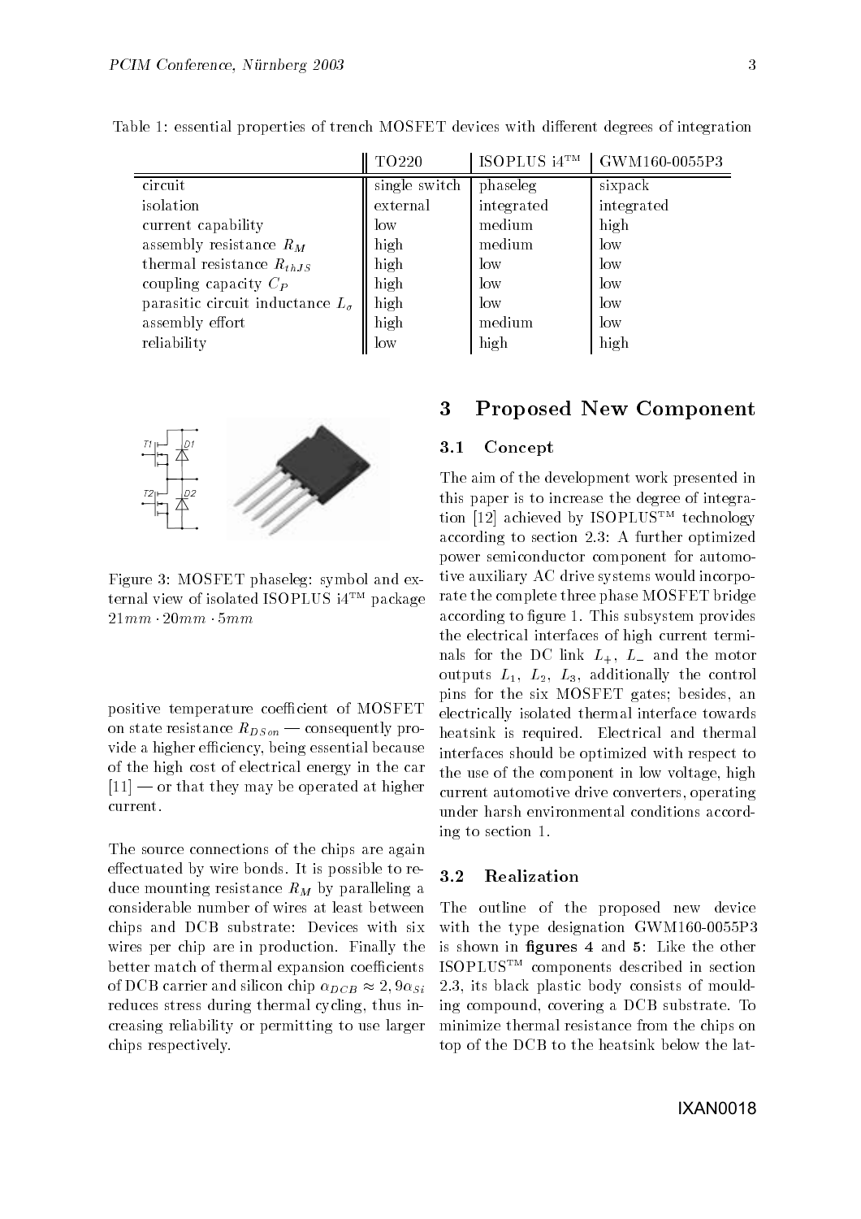Table 1: essential properties of trench MOSFET devices with different degrees of integration

| | TO220 | ISOPLUS i4™ | GWM160-0055P3 |
|---|---|---|---|
| circuit | single switch | phaseleg | sixpack |
| isolation | external | integrated | integrated |
| current capability | low | medium | high |
| assembly resistance $R_M$ | high | medium | low |
| thermal resistance $R_{thJS}$ | high | low | low |
| coupling capacity $C_P$ | high | low | low |
| parasitic circuit inductance $L_\sigma$ | high | low | low |
| assembly effort | high | medium | low |
| reliability | low | high | high |

Figure 3: MOSFET phaseleg: symbol and external view of isolated ISOPLUS i4™ package $21mm \cdot 20mm \cdot 5mm$

positive temperature coefficient of MOSFET on state resistance $R_{DSon}$ — consequently provide a higher efficiency, being essential because of the high cost of electrical energy in the car [11] — or that they may be operated at higher current.

The source connections of the chips are again effectuated by wire bonds. It is possible to reduce mounting resistance $R_M$ by paralleling a considerable number of wires at least between chips and DCB substrate: Devices with six wires per chip are in production. Finally the better match of thermal expansion coefficients of DCB carrier and silicon chip $\alpha_{DCB} \approx 2,9\alpha_{Si}$ reduces stress during thermal cycling, thus increasing reliability or permitting to use larger chips respectively.

## 3 Proposed New Component

### 3.1 Concept

The aim of the development work presented in this paper is to increase the degree of integration [12] achieved by ISOPLUS™ technology according to section 2.3: A further optimized power semiconductor component for automotive auxiliary AC drive systems would incorporate the complete three phase MOSFET bridge according to figure 1. This subsystem provides the electrical interfaces of high current terminals for the DC link $L_+$, $L_-$ and the motor outputs $L_1$, $L_2$, $L_3$, additionally the control pins for the six MOSFET gates; besides, an electrically isolated thermal interface towards heatsink is required. Electrical and thermal interfaces should be optimized with respect to the use of the component in low voltage, high current automotive drive converters, operating under harsh environmental conditions according to section 1.

### 3.2 Realization

The outline of the proposed new device with the type designation GWM160-0055P3 is shown in **figures 4** and **5**: Like the other ISOPLUS™ components described in section 2.3, its black plastic body consists of moulding compound, covering a DCB substrate. To minimize thermal resistance from the chips on top of the DCB to the heatsink below the lat-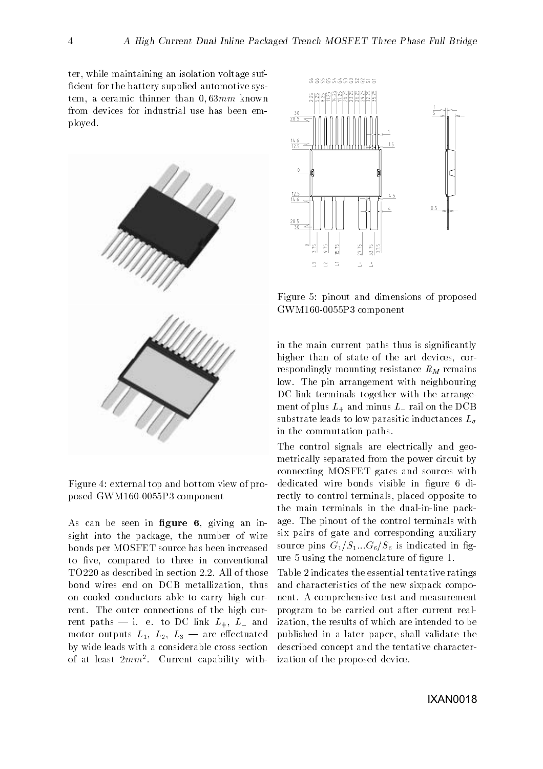ter, while maintaining an isolation voltage sufficient for the battery supplied automotive system, a ceramic thinner than $0,63mm$ known from devices for industrial use has been employed.

Figure 4: external top and bottom view of proposed GWM160-0055P3 component

As can be seen in **figure 6**, giving an insight into the package, the number of wire bonds per MOSFET source has been increased to five, compared to three in conventional TO220 as described in section 2.2. All of those bond wires end on DCB metallization, thus on cooled conductors able to carry high current. The outer connections of the high current paths — i. e. to DC link $L_+$, $L_-$ and motor outputs $L_1$, $L_2$, $L_3$ — are effectuated by wide leads with a considerable cross section of at least $2mm^2$. Current capability within the main current paths thus is significantly higher than of state of the art devices, correspondingly mounting resistance $R_M$ remains low. The pin arrangement with neighbouring DC link terminals together with the arrangement of plus $L_+$ and minus $L_-$ rail on the DCB substrate leads to low parasitic inductances $L_\sigma$ in the commutation paths.

Figure 5: pinout and dimensions of proposed GWM160-0055P3 component

The control signals are electrically and geometrically separated from the power circuit by connecting MOSFET gates and sources with dedicated wire bonds visible in figure 6 directly to control terminals, placed opposite to the main terminals in the dual-in-line package. The pinout of the control terminals with six pairs of gate and corresponding auxiliary source pins $G_1/S_1 ... G_6/S_6$ is indicated in figure 5 using the nomenclature of figure 1.

Table 2 indicates the essential tentative ratings and characteristics of the new sixpack component. A comprehensive test and measurement program to be carried out after current realization, the results of which are intended to be published in a later paper, shall validate the described concept and the tentative characterization of the proposed device.

IXAN0018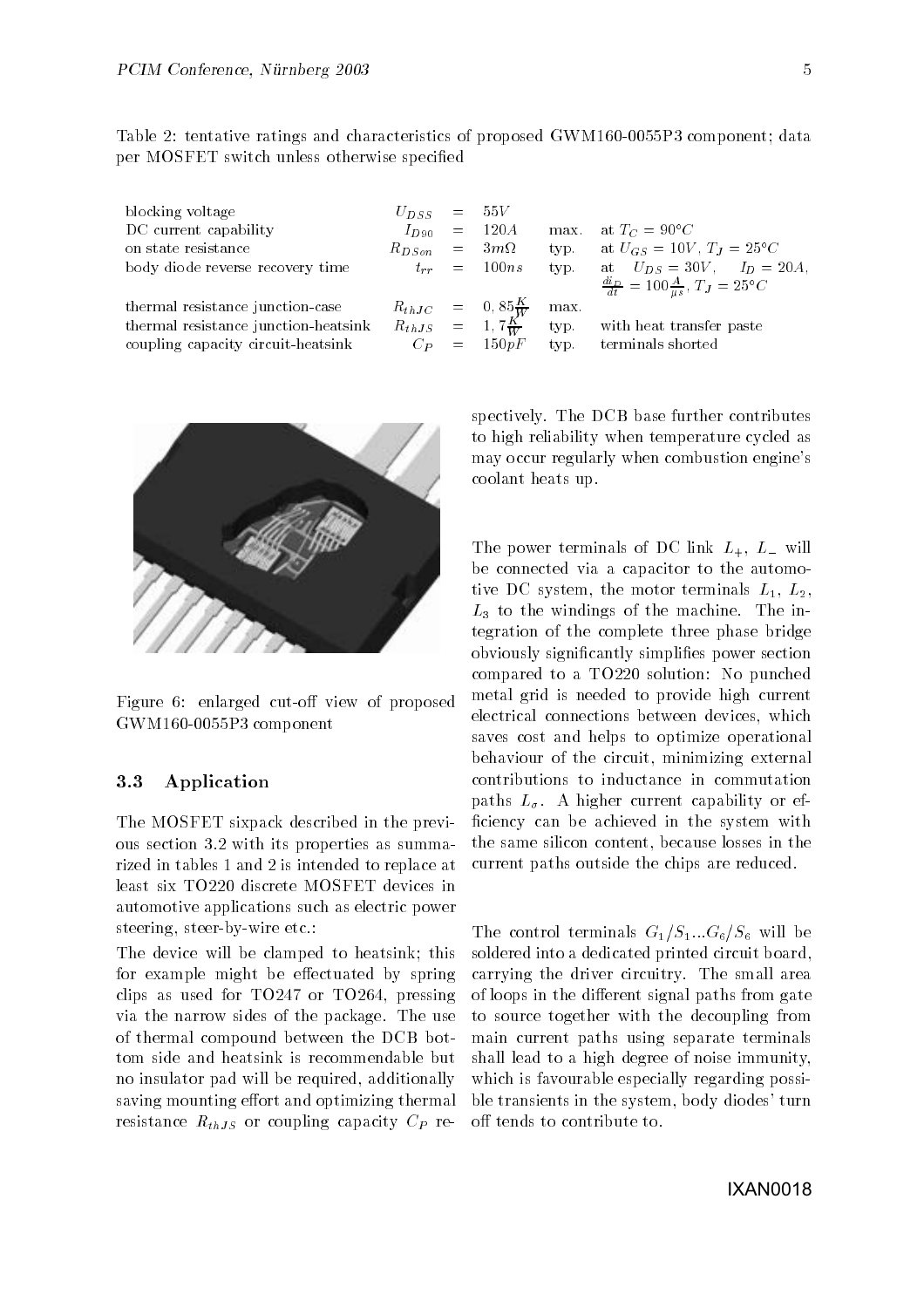Table 2: tentative ratings and characteristics of proposed GWM160-0055P3 component; data per MOSFET switch unless otherwise specified

| | | | | | |
|---|---|---|---|---|---|
| blocking voltage | $U_{DSS}$ | = | $55V$ | | |
| DC current capability | $I_{D90}$ | = | $120A$ | max. | at $T_C = 90°C$ |
| on state resistance | $R_{DSon}$ | = | $3m\Omega$ | typ. | at $U_{GS} = 10V$, $T_J = 25°C$ |
| body diode reverse recovery time | $t_{rr}$ | = | $100ns$ | typ. | at $U_{DS} = 30V$, $I_D = 20A$, $\frac{di_D}{dt} = 100\frac{A}{\mu s}$, $T_J = 25°C$ |
| thermal resistance junction-case | $R_{thJC}$ | = | $0,85\frac{K}{W}$ | max. | |
| thermal resistance junction-heatsink | $R_{thJS}$ | = | $1,7\frac{K}{W}$ | typ. | with heat transfer paste |
| coupling capacity circuit-heatsink | $C_P$ | = | $150pF$ | typ. | terminals shorted |

Figure 6: enlarged cut-off view of proposed GWM160-0055P3 component

### 3.3 Application

The MOSFET sixpack described in the previous section 3.2 with its properties as summarized in tables 1 and 2 is intended to replace at least six TO220 discrete MOSFET devices in automotive applications such as electric power steering, steer-by-wire etc.:

The device will be clamped to heatsink; this for example might be effectuated by spring clips as used for TO247 or TO264, pressing via the narrow sides of the package. The use of thermal compound between the DCB bottom side and heatsink is recommendable but no insulator pad will be required, additionally saving mounting effort and optimizing thermal resistance $R_{thJS}$ or coupling capacity $C_P$ respectively. The DCB base further contributes to high reliability when temperature cycled as may occur regularly when combustion engine's coolant heats up.

The power terminals of DC link $L_+$, $L_-$ will be connected via a capacitor to the automotive DC system, the motor terminals $L_1$, $L_2$, $L_3$ to the windings of the machine. The integration of the complete three phase bridge obviously significantly simplifies power section compared to a TO220 solution: No punched metal grid is needed to provide high current electrical connections between devices, which saves cost and helps to optimize operational behaviour of the circuit, minimizing external contributions to inductance in commutation paths $L_\sigma$. A higher current capability or efficiency can be achieved in the system with the same silicon content, because losses in the current paths outside the chips are reduced.

The control terminals $G_1/S_1 ... G_6/S_6$ will be soldered into a dedicated printed circuit board, carrying the driver circuitry. The small area of loops in the different signal paths from gate to source together with the decoupling from main current paths using separate terminals shall lead to a high degree of noise immunity, which is favourable especially regarding possible transients in the system, body diodes' turn off tends to contribute to.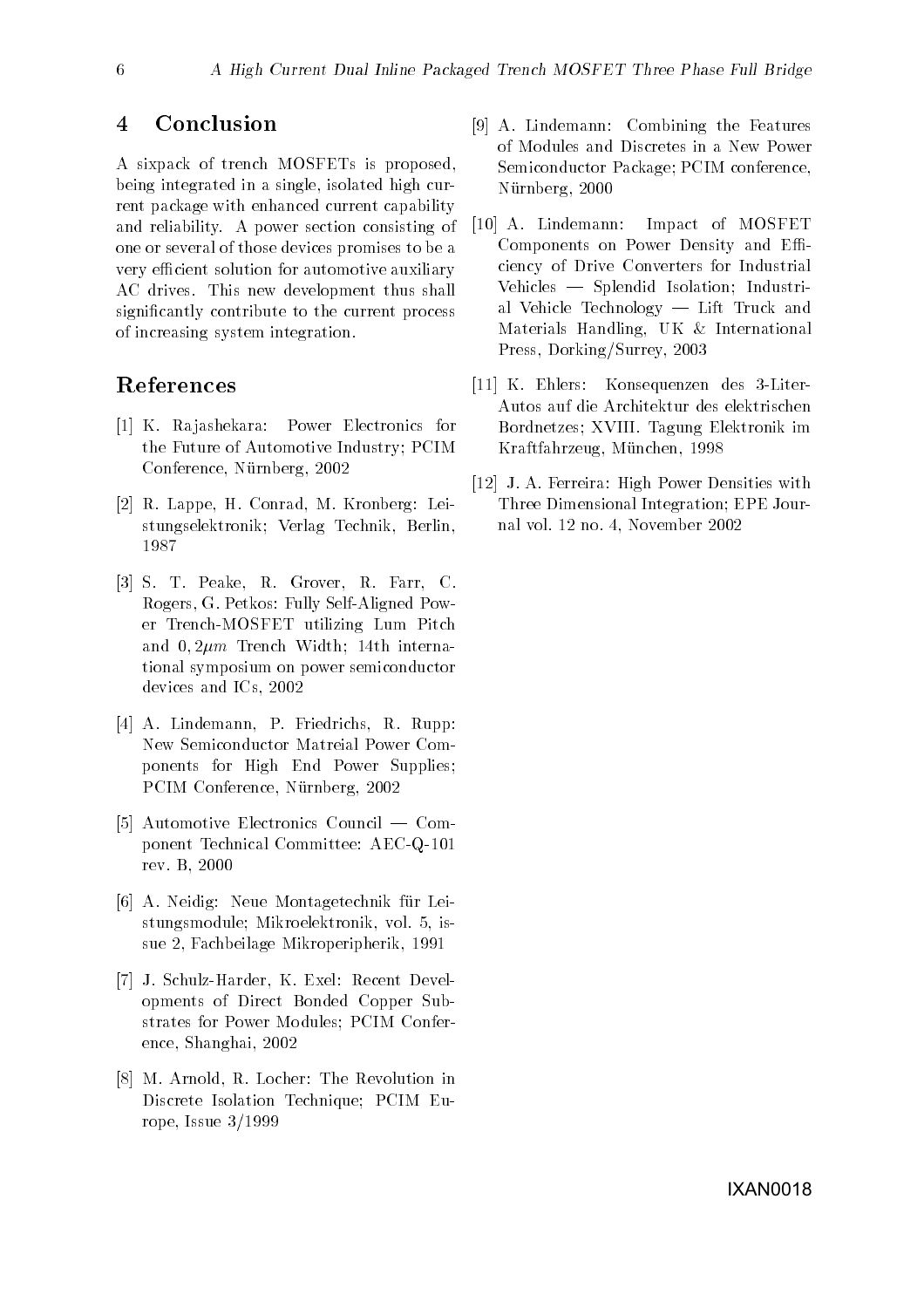## 4 Conclusion

A sixpack of trench MOSFETs is proposed, being integrated in a single, isolated high current package with enhanced current capability and reliability. A power section consisting of one or several of those devices promises to be a very efficient solution for automotive auxiliary AC drives. This new development thus shall significantly contribute to the current process of increasing system integration.

## References

[1] K. Rajashekara: Power Electronics for the Future of Automotive Industry; PCIM Conference, Nürnberg, 2002

[2] R. Lappe, H. Conrad, M. Kronberg: Leistungselektronik; Verlag Technik, Berlin, 1987

[3] S. T. Peake, R. Grover, R. Farr, C. Rogers, G. Petkos: Fully Self-Aligned Power Trench-MOSFET utilizing 1μm Pitch and $0,2\mu m$ Trench Width; 14th international symposium on power semiconductor devices and ICs, 2002

[4] A. Lindemann, P. Friedrichs, R. Rupp: New Semiconductor Matreial Power Components for High End Power Supplies; PCIM Conference, Nürnberg, 2002

[5] Automotive Electronics Council — Component Technical Committee: AEC-Q-101 rev. B, 2000

[6] A. Neidig: Neue Montagetechnik für Leistungsmodule; Mikroelektronik, vol. 5, issue 2, Fachbeilage Mikroperipherik, 1991

[7] J. Schulz-Harder, K. Exel: Recent Developments of Direct Bonded Copper Substrates for Power Modules; PCIM Conference, Shanghai, 2002

[8] M. Arnold, R. Locher: The Revolution in Discrete Isolation Technique; PCIM Europe, Issue 3/1999

[9] A. Lindemann: Combining the Features of Modules and Discretes in a New Power Semiconductor Package; PCIM conference, Nürnberg, 2000

[10] A. Lindemann: Impact of MOSFET Components on Power Density and Efficiency of Drive Converters for Industrial Vehicles — Splendid Isolation; Industrial Vehicle Technology — Lift Truck and Materials Handling, UK & International Press, Dorking/Surrey, 2003

[11] K. Ehlers: Konsequenzen des 3-Liter-Autos auf die Architektur des elektrischen Bordnetzes; XVIII. Tagung Elektronik im Kraftfahrzeug, München, 1998

[12] J. A. Ferreira: High Power Densities with Three Dimensional Integration; EPE Journal vol. 12 no. 4, November 2002

IXAN0018